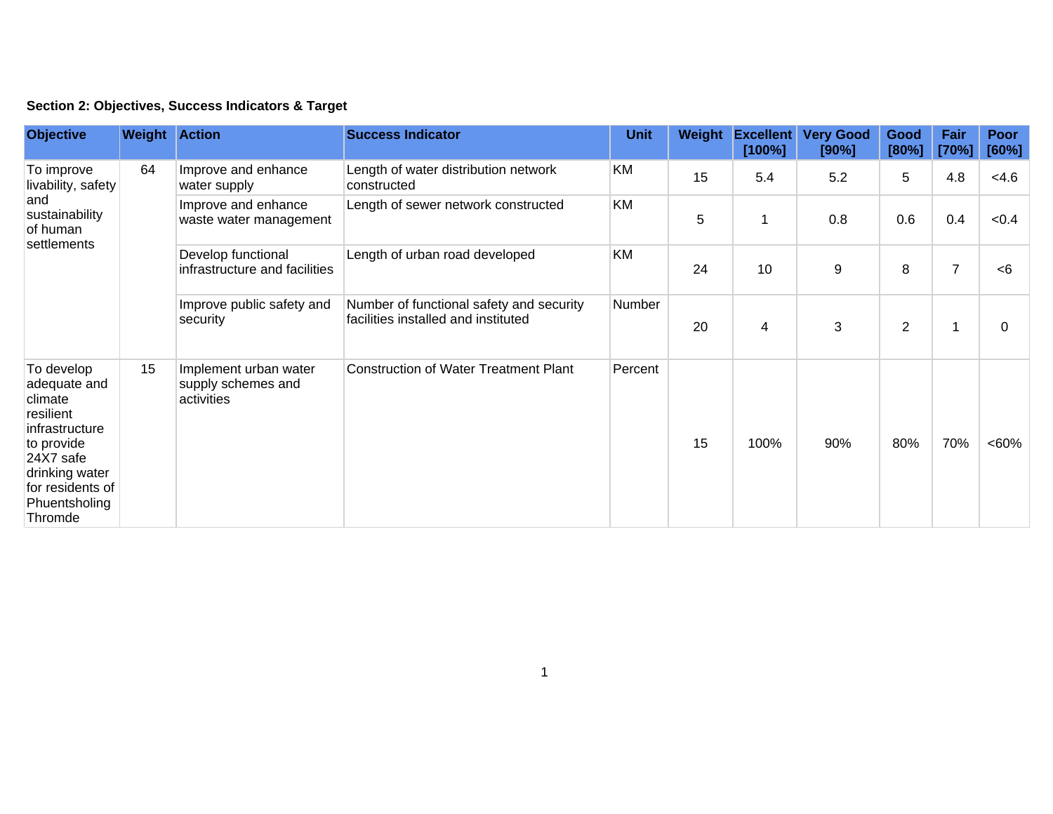**Section 2: Objectives, Success Indicators & Target**

| Objective | Weight | Action | Success Indicator | Unit | Weight | Excellent [100%] | Very Good [90%] | Good [80%] | Fair [70%] | Poor [60%] |
|---|---|---|---|---|---|---|---|---|---|---|
| To improve livability, safety and sustainability of human settlements | 64 | Improve and enhance water supply | Length of water distribution network constructed | KM | 15 | 5.4 | 5.2 | 5 | 4.8 | <4.6 |
| | | Improve and enhance waste water management | Length of sewer network constructed | KM | 5 | 1 | 0.8 | 0.6 | 0.4 | <0.4 |
| | | Develop functional infrastructure and facilities | Length of urban road developed | KM | 24 | 10 | 9 | 8 | 7 | <6 |
| | | Improve public safety and security | Number of functional safety and security facilities installed and instituted | Number | 20 | 4 | 3 | 2 | 1 | 0 |
| To develop adequate and climate resilient infrastructure to provide 24X7 safe drinking water for residents of Phuentsholing Thromde | 15 | Implement urban water supply schemes and activities | Construction of Water Treatment Plant | Percent | 15 | 100% | 90% | 80% | 70% | <60% |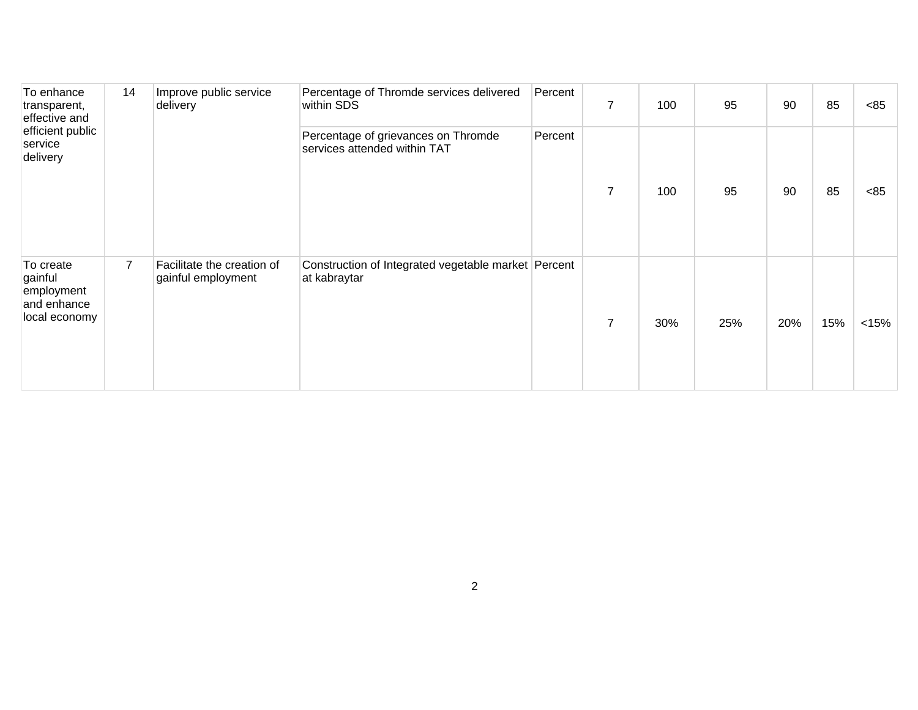| | | | | | | | | | | |
|---|---|---|---|---|---|---|---|---|---|---|
| To enhance transparent, effective and efficient public service delivery | 14 | Improve public service delivery | Percentage of Thromde services delivered within SDS | Percent | 7 | 100 | 95 | 90 | 85 | <85 |
| | | | Percentage of grievances on Thromde services attended within TAT | Percent | 7 | 100 | 95 | 90 | 85 | <85 |
| To create gainful employment and enhance local economy | 7 | Facilitate the creation of gainful employment | Construction of Integrated vegetable market at kabraytar | Percent | 7 | 30% | 25% | 20% | 15% | <15% |